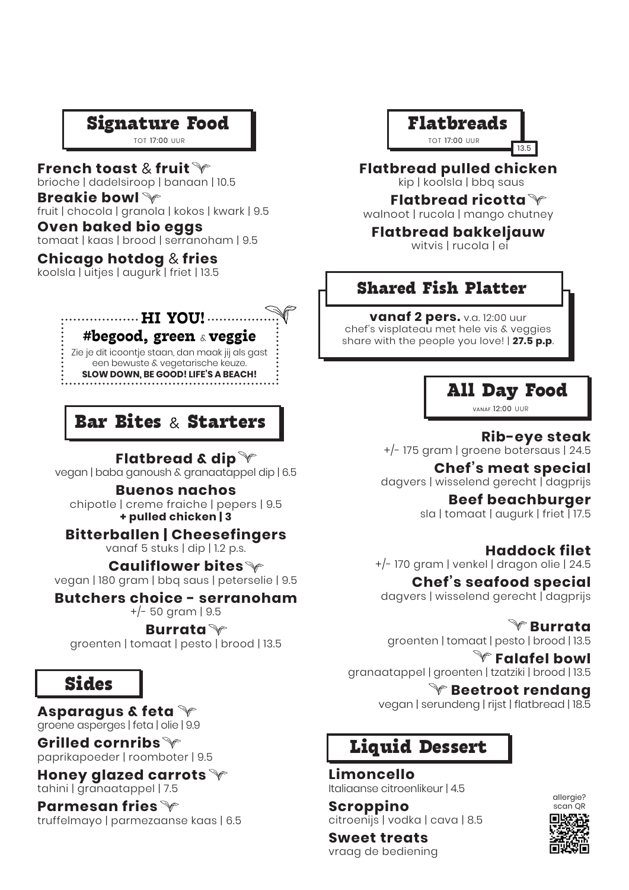## Signature Food

TOT 17:00 UUR

**French toast & fruit**
brioche | dadelsiroop | banaan | 10.5

**Breakie bowl**
fruit | chocola | granola | kokos | kwark | 9.5

**Oven baked bio eggs**
tomaat | kaas | brood | serranoham | 9.5

**Chicago hotdog & fries**
koolsla | uitjes | augurk | friet | 13.5

**HI YOU!**

**#begood, green & veggie**

Zie je dit icoontje staan, dan maak jij als gast een bewuste & vegetarische keuze.
**SLOW DOWN, BE GOOD! LIFE'S A BEACH!**

## Bar Bites & Starters

**Flatbread & dip**
vegan | baba ganoush & granaatappel dip | 6.5

**Buenos nachos**
chipotle | creme fraiche | pepers | 9.5
**+ pulled chicken | 3**

**Bitterballen | Cheesefingers**
vanaf 5 stuks | dip | 1.2 p.s.

**Cauliflower bites**
vegan | 180 gram | bbq saus | peterselie | 9.5

**Butchers choice - serranoham**
+/- 50 gram | 9.5

**Burrata**
groenten | tomaat | pesto | brood | 13.5

## Sides

**Asparagus & feta**
groene asperges | feta | olie | 9.9

**Grilled cornribs**
paprikapoeder | roomboter | 9.5

**Honey glazed carrots**
tahini | granaatappel | 7.5

**Parmesan fries**
truffelmayo | parmezaanse kaas | 6.5

## Flatbreads

TOT 17:00 UUR

13.5

**Flatbread pulled chicken**
kip | koolsla | bbq saus

**Flatbread ricotta**
walnoot | rucola | mango chutney

**Flatbread bakkeljauw**
witvis | rucola | ei

## Shared Fish Platter

**vanaf 2 pers.** v.a. 12:00 uur
chef's visplateau met hele vis & veggies
share with the people you love! | **27.5 p.p**.

## All Day Food

VANAF 12:00 UUR

**Rib-eye steak**
+/- 175 gram | groene botersaus | 24.5

**Chef's meat special**
dagvers | wisselend gerecht | dagprijs

**Beef beachburger**
sla | tomaat | augurk | friet | 17.5

**Haddock filet**
+/- 170 gram | venkel | dragon olie | 24.5

**Chef's seafood special**
dagvers | wisselend gerecht | dagprijs

**Burrata**
groenten | tomaat | pesto | brood | 13.5

**Falafel bowl**
granaatappel | groenten | tzatziki | brood | 13.5

**Beetroot rendang**
vegan | serundeng | rijst | flatbread | 18.5

## Liquid Dessert

**Limoncello**
Italiaanse citroenlikeur | 4.5

**Scroppino**
citroenijs | vodka | cava | 8.5

**Sweet treats**
vraag de bediening

allergie?
scan QR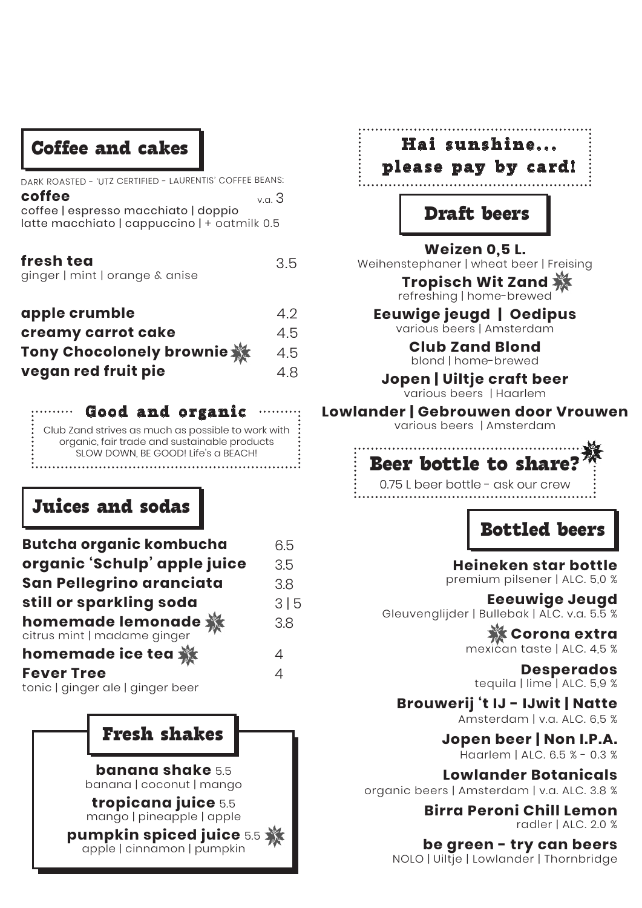## Coffee and cakes

DARK ROASTED - 'UTZ CERTIFIED - LAURENTIS' COFFEE BEANS:

**coffee** v.a. 3
coffee | espresso macchiato | doppio
latte macchiato | cappuccino | + oatmilk 0.5

**fresh tea** 3.5
ginger | mint | orange & anise

| | |
|---|---|
| **apple crumble** | 4.2 |
| **creamy carrot cake** | 4.5 |
| **Tony Chocolonely brownie** | 4.5 |
| **vegan red fruit pie** | 4.8 |

### Good and organic

Club Zand strives as much as possible to work with organic, fair trade and sustainable products
SLOW DOWN, BE GOOD! Life's a BEACH!

## Juices and sodas

| | |
|---|---|
| **Butcha organic kombucha** | 6.5 |
| **organic 'Schulp' apple juice** | 3.5 |
| **San Pellegrino aranciata** | 3.8 |
| **still or sparkling soda** | 3 \| 5 |
| **homemade lemonade** citrus mint \| madame ginger | 3.8 |
| **homemade ice tea** | 4 |
| **Fever Tree** tonic \| ginger ale \| ginger beer | 4 |

## Fresh shakes

**banana shake** 5.5
banana | coconut | mango

**tropicana juice** 5.5
mango | pineapple | apple

**pumpkin spiced juice** 5.5
apple | cinnamon | pumpkin

### Hai sunshine... please pay by card!

## Draft beers

**Weizen 0,5 L.**
Weihenstephaner | wheat beer | Freising

**Tropisch Wit Zand**
refreshing | home-brewed

**Eeuwige jeugd | Oedipus**
various beers | Amsterdam

**Club Zand Blond**
blond | home-brewed

**Jopen | Uiltje craft beer**
various beers | Haarlem

**Lowlander | Gebrouwen door Vrouwen**
various beers | Amsterdam

### Beer bottle to share?

0.75 L beer bottle - ask our crew

## Bottled beers

**Heineken star bottle**
premium pilsener | ALC. 5,0 %

**Eeeuwige Jeugd**
Gleuvenglijder | Bullebak | ALC. v.a. 5.5 %

**Corona extra**
mexican taste | ALC. 4,5 %

**Desperados**
tequila | lime | ALC. 5,9 %

**Brouwerij 't IJ - IJwit | Natte**
Amsterdam | v.a. ALC. 6,5 %

**Jopen beer | Non I.P.A.**
Haarlem | ALC. 6.5 % - 0.3 %

**Lowlander Botanicals**
organic beers | Amsterdam | v.a. ALC. 3.8 %

**Birra Peroni Chill Lemon**
radler | ALC. 2.0 %

**be green - try can beers**
NOLO | Uiltje | Lowlander | Thornbridge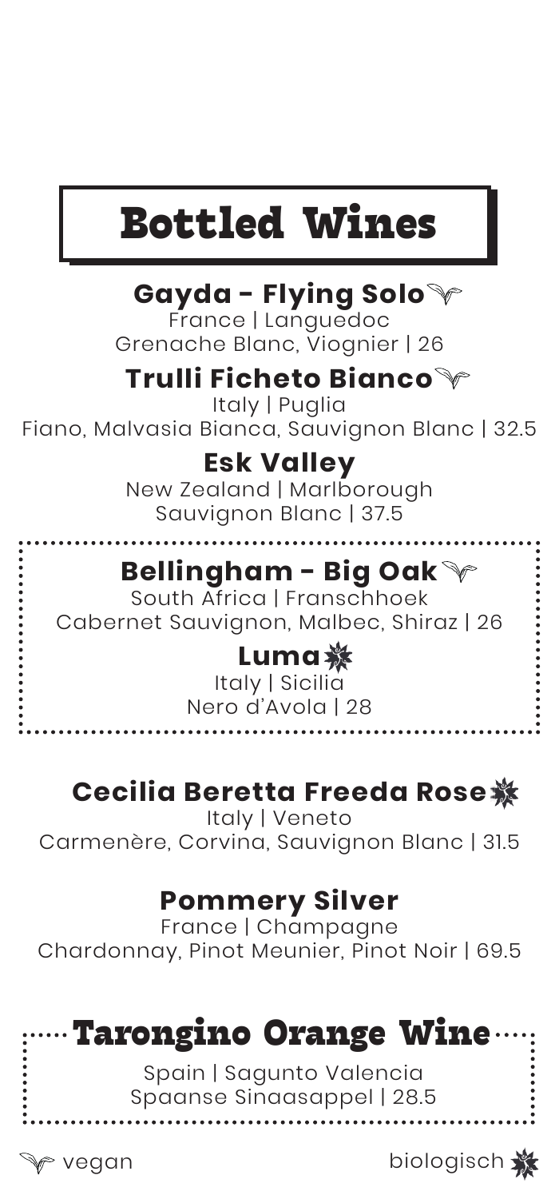# Bottled Wines

### Gayda - Flying Solo (vegan)
France | Languedoc
Grenache Blanc, Viognier | 26

### Trulli Ficheto Bianco (vegan)
Italy | Puglia
Fiano, Malvasia Bianca, Sauvignon Blanc | 32.5

### Esk Valley
New Zealand | Marlborough
Sauvignon Blanc | 37.5

---

### Bellingham - Big Oak (vegan)
South Africa | Franschhoek
Cabernet Sauvignon, Malbec, Shiraz | 26

### Luma (biologisch)
Italy | Sicilia
Nero d'Avola | 28

---

### Cecilia Beretta Freeda Rose (biologisch)
Italy | Veneto
Carmenère, Corvina, Sauvignon Blanc | 31.5

### Pommery Silver
France | Champagne
Chardonnay, Pinot Meunier, Pinot Noir | 69.5

## Tarongino Orange Wine

Spain | Sagunto Valencia
Spaanse Sinaasappel | 28.5

vegan

biologisch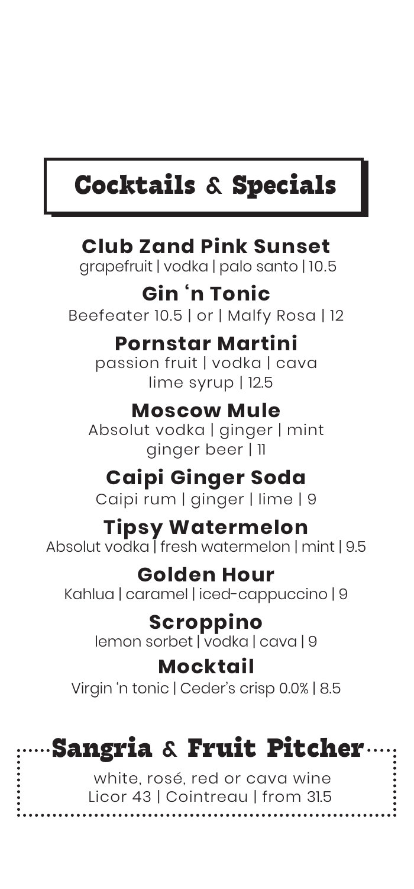# Cocktails & Specials

### Club Zand Pink Sunset
grapefruit | vodka | palo santo | 10.5

### Gin ‘n Tonic
Beefeater 10.5 | or | Malfy Rosa | 12

### Pornstar Martini
passion fruit | vodka | cava
lime syrup | 12.5

### Moscow Mule
Absolut vodka | ginger | mint
ginger beer | 11

### Caipi Ginger Soda
Caipi rum | ginger | lime | 9

### Tipsy Watermelon
Absolut vodka | fresh watermelon | mint | 9.5

### Golden Hour
Kahlua | caramel | iced-cappuccino | 9

### Scroppino
lemon sorbet | vodka | cava | 9

### Mocktail
Virgin ‘n tonic | Ceder’s crisp 0.0% | 8.5

# Sangria & Fruit Pitcher

white, rosé, red or cava wine
Licor 43 | Cointreau | from 31.5